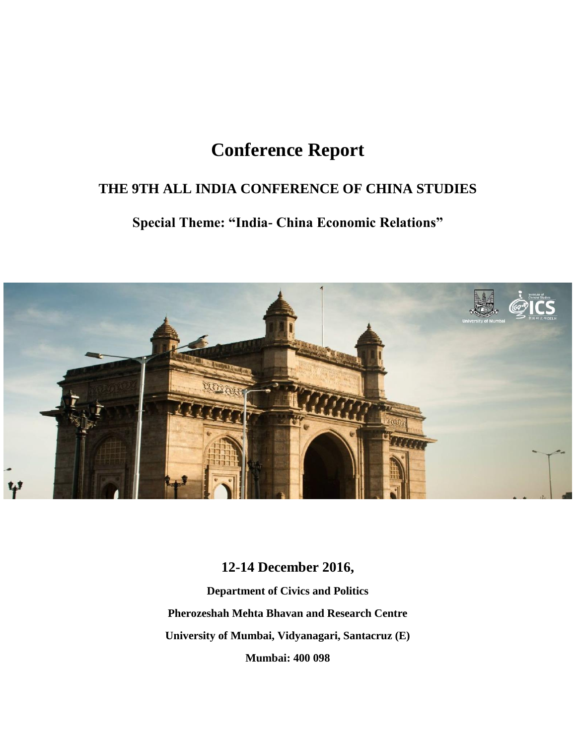# Conference Report

## THE 9TH ALL INDIA CONFERENCE OF CHINA STUDIES

### Special Theme: "India- China Economic Relations"

**12-14 December 2016,**

**Department of Civics and Politics**

**Pherozeshah Mehta Bhavan and Research Centre**

**University of Mumbai, Vidyanagari, Santacruz (E)**

**Mumbai: 400 098**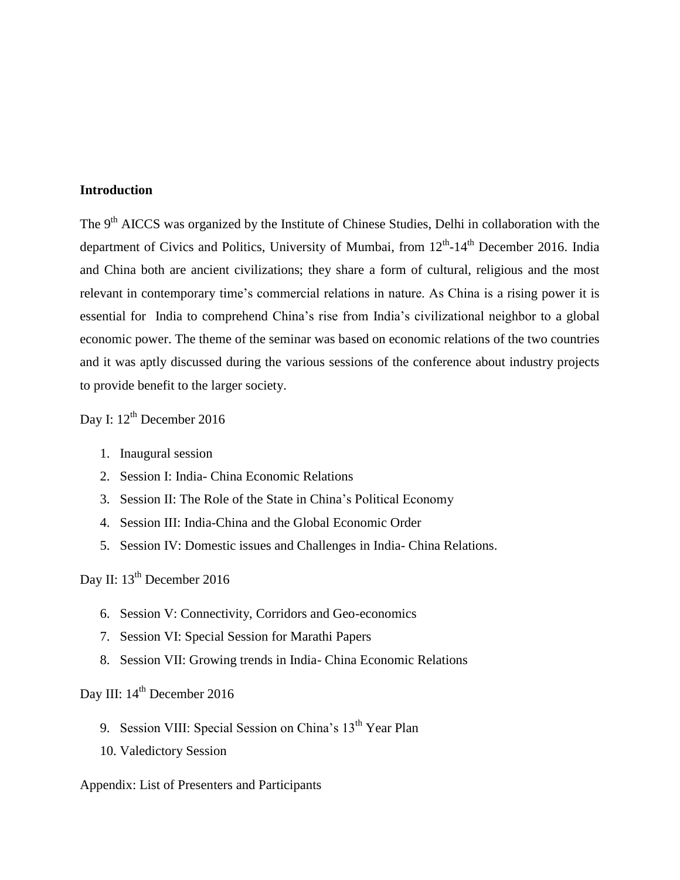**Introduction**

The 9th AICCS was organized by the Institute of Chinese Studies, Delhi in collaboration with the department of Civics and Politics, University of Mumbai, from 12th-14th December 2016. India and China both are ancient civilizations; they share a form of cultural, religious and the most relevant in contemporary time's commercial relations in nature. As China is a rising power it is essential for India to comprehend China's rise from India's civilizational neighbor to a global economic power. The theme of the seminar was based on economic relations of the two countries and it was aptly discussed during the various sessions of the conference about industry projects to provide benefit to the larger society.

Day I: 12th December 2016

1. Inaugural session
2. Session I: India- China Economic Relations
3. Session II: The Role of the State in China's Political Economy
4. Session III: India-China and the Global Economic Order
5. Session IV: Domestic issues and Challenges in India- China Relations.

Day II: 13th December 2016

6. Session V: Connectivity, Corridors and Geo-economics
7. Session VI: Special Session for Marathi Papers
8. Session VII: Growing trends in India- China Economic Relations

Day III: 14th December 2016

9. Session VIII: Special Session on China's 13th Year Plan
10. Valedictory Session

Appendix: List of Presenters and Participants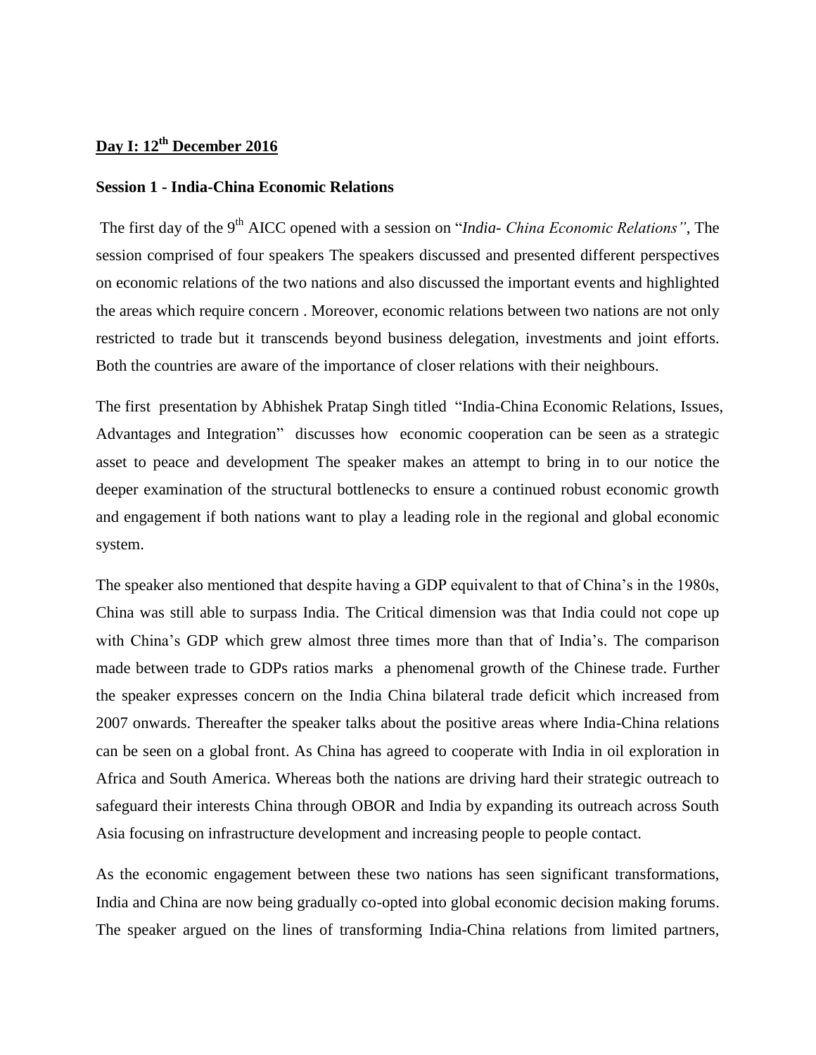**Day I: 12th December 2016**

**Session 1 - India-China Economic Relations**

The first day of the 9th AICC opened with a session on "*India- China Economic Relations"*, The session comprised of four speakers The speakers discussed and presented different perspectives on economic relations of the two nations and also discussed the important events and highlighted the areas which require concern . Moreover, economic relations between two nations are not only restricted to trade but it transcends beyond business delegation, investments and joint efforts. Both the countries are aware of the importance of closer relations with their neighbours.

The first presentation by Abhishek Pratap Singh titled "India-China Economic Relations, Issues, Advantages and Integration" discusses how economic cooperation can be seen as a strategic asset to peace and development The speaker makes an attempt to bring in to our notice the deeper examination of the structural bottlenecks to ensure a continued robust economic growth and engagement if both nations want to play a leading role in the regional and global economic system.

The speaker also mentioned that despite having a GDP equivalent to that of China's in the 1980s, China was still able to surpass India. The Critical dimension was that India could not cope up with China's GDP which grew almost three times more than that of India's. The comparison made between trade to GDPs ratios marks a phenomenal growth of the Chinese trade. Further the speaker expresses concern on the India China bilateral trade deficit which increased from 2007 onwards. Thereafter the speaker talks about the positive areas where India-China relations can be seen on a global front. As China has agreed to cooperate with India in oil exploration in Africa and South America. Whereas both the nations are driving hard their strategic outreach to safeguard their interests China through OBOR and India by expanding its outreach across South Asia focusing on infrastructure development and increasing people to people contact.

As the economic engagement between these two nations has seen significant transformations, India and China are now being gradually co-opted into global economic decision making forums. The speaker argued on the lines of transforming India-China relations from limited partners,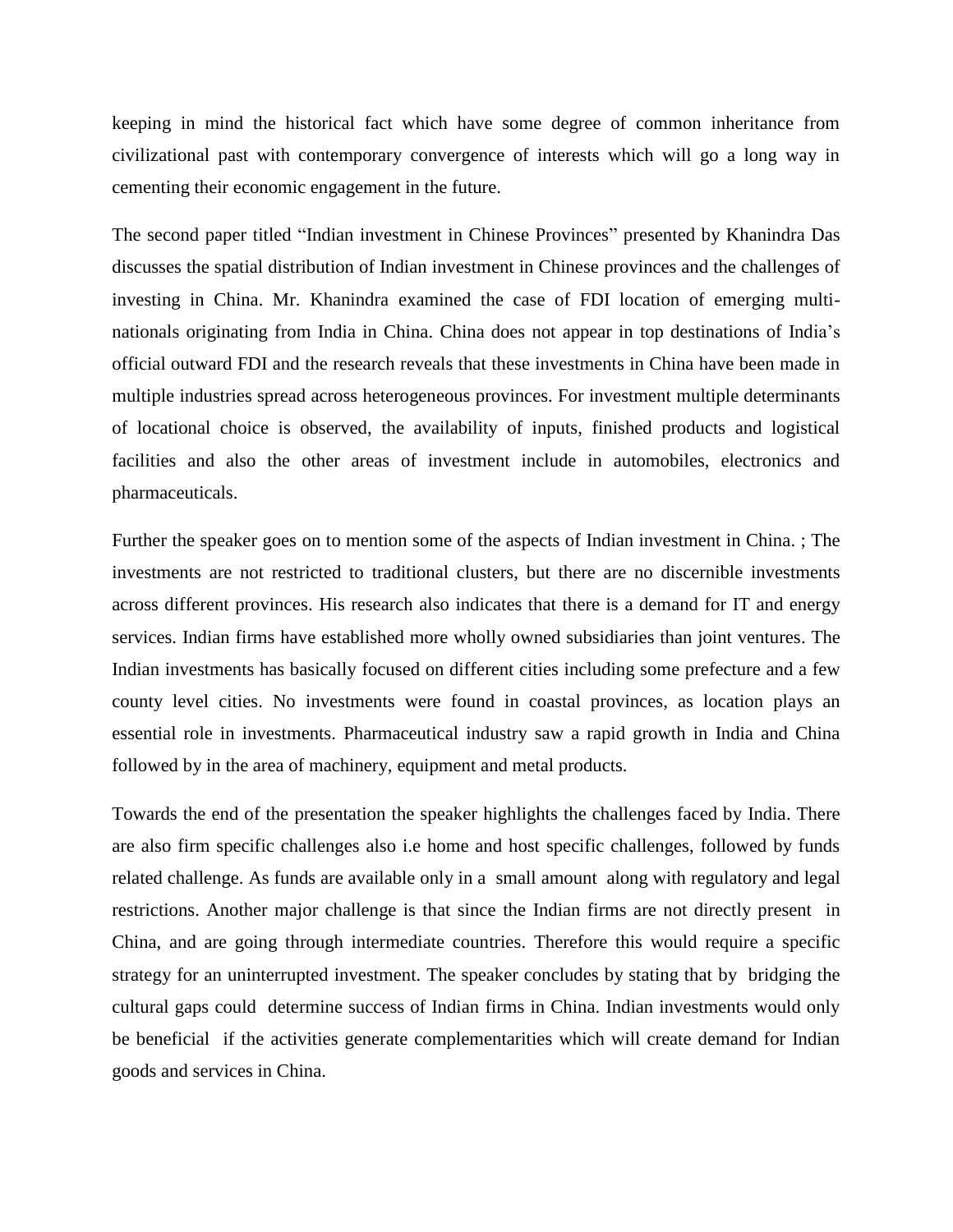keeping in mind the historical fact which have some degree of common inheritance from civilizational past with contemporary convergence of interests which will go a long way in cementing their economic engagement in the future.

The second paper titled "Indian investment in Chinese Provinces" presented by Khanindra Das discusses the spatial distribution of Indian investment in Chinese provinces and the challenges of investing in China. Mr. Khanindra examined the case of FDI location of emerging multi-nationals originating from India in China. China does not appear in top destinations of India's official outward FDI and the research reveals that these investments in China have been made in multiple industries spread across heterogeneous provinces. For investment multiple determinants of locational choice is observed, the availability of inputs, finished products and logistical facilities and also the other areas of investment include in automobiles, electronics and pharmaceuticals.

Further the speaker goes on to mention some of the aspects of Indian investment in China. ; The investments are not restricted to traditional clusters, but there are no discernible investments across different provinces. His research also indicates that there is a demand for IT and energy services. Indian firms have established more wholly owned subsidiaries than joint ventures. The Indian investments has basically focused on different cities including some prefecture and a few county level cities. No investments were found in coastal provinces, as location plays an essential role in investments. Pharmaceutical industry saw a rapid growth in India and China followed by in the area of machinery, equipment and metal products.

Towards the end of the presentation the speaker highlights the challenges faced by India. There are also firm specific challenges also i.e home and host specific challenges, followed by funds related challenge. As funds are available only in a small amount along with regulatory and legal restrictions. Another major challenge is that since the Indian firms are not directly present in China, and are going through intermediate countries. Therefore this would require a specific strategy for an uninterrupted investment. The speaker concludes by stating that by bridging the cultural gaps could determine success of Indian firms in China. Indian investments would only be beneficial if the activities generate complementarities which will create demand for Indian goods and services in China.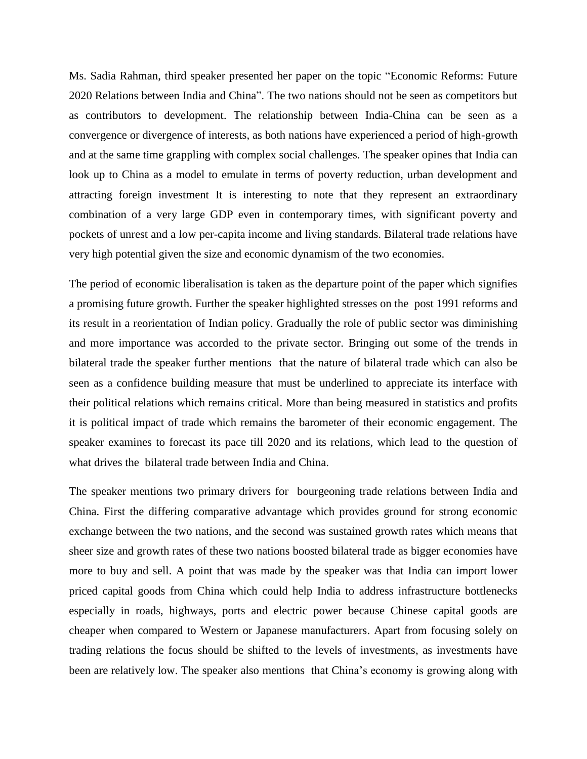Ms. Sadia Rahman, third speaker presented her paper on the topic "Economic Reforms: Future 2020 Relations between India and China". The two nations should not be seen as competitors but as contributors to development. The relationship between India-China can be seen as a convergence or divergence of interests, as both nations have experienced a period of high-growth and at the same time grappling with complex social challenges. The speaker opines that India can look up to China as a model to emulate in terms of poverty reduction, urban development and attracting foreign investment It is interesting to note that they represent an extraordinary combination of a very large GDP even in contemporary times, with significant poverty and pockets of unrest and a low per-capita income and living standards. Bilateral trade relations have very high potential given the size and economic dynamism of the two economies.

The period of economic liberalisation is taken as the departure point of the paper which signifies a promising future growth. Further the speaker highlighted stresses on the post 1991 reforms and its result in a reorientation of Indian policy. Gradually the role of public sector was diminishing and more importance was accorded to the private sector. Bringing out some of the trends in bilateral trade the speaker further mentions that the nature of bilateral trade which can also be seen as a confidence building measure that must be underlined to appreciate its interface with their political relations which remains critical. More than being measured in statistics and profits it is political impact of trade which remains the barometer of their economic engagement. The speaker examines to forecast its pace till 2020 and its relations, which lead to the question of what drives the bilateral trade between India and China.

The speaker mentions two primary drivers for bourgeoning trade relations between India and China. First the differing comparative advantage which provides ground for strong economic exchange between the two nations, and the second was sustained growth rates which means that sheer size and growth rates of these two nations boosted bilateral trade as bigger economies have more to buy and sell. A point that was made by the speaker was that India can import lower priced capital goods from China which could help India to address infrastructure bottlenecks especially in roads, highways, ports and electric power because Chinese capital goods are cheaper when compared to Western or Japanese manufacturers. Apart from focusing solely on trading relations the focus should be shifted to the levels of investments, as investments have been are relatively low. The speaker also mentions that China's economy is growing along with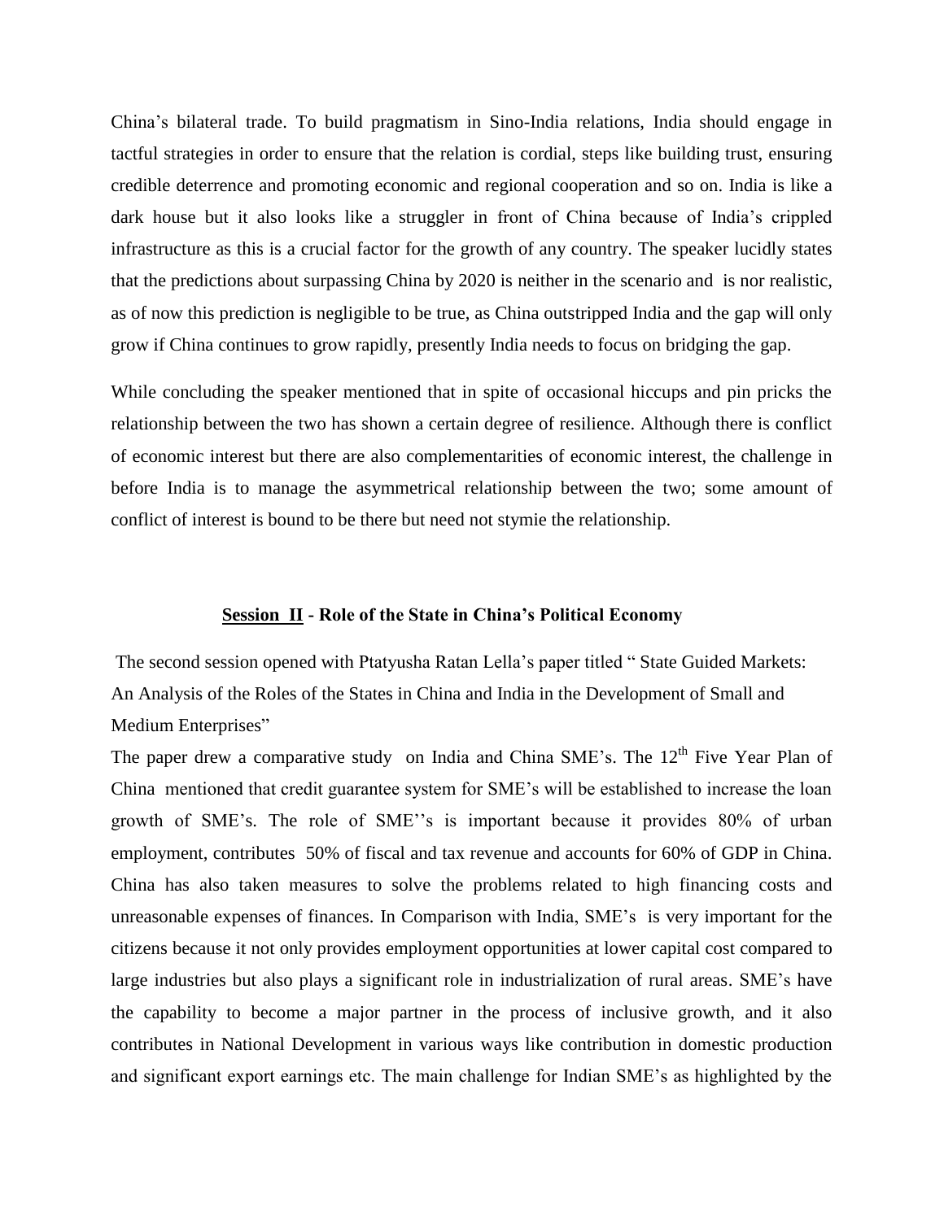China's bilateral trade. To build pragmatism in Sino-India relations, India should engage in tactful strategies in order to ensure that the relation is cordial, steps like building trust, ensuring credible deterrence and promoting economic and regional cooperation and so on. India is like a dark house but it also looks like a struggler in front of China because of India's crippled infrastructure as this is a crucial factor for the growth of any country. The speaker lucidly states that the predictions about surpassing China by 2020 is neither in the scenario and is nor realistic, as of now this prediction is negligible to be true, as China outstripped India and the gap will only grow if China continues to grow rapidly, presently India needs to focus on bridging the gap.

While concluding the speaker mentioned that in spite of occasional hiccups and pin pricks the relationship between the two has shown a certain degree of resilience. Although there is conflict of economic interest but there are also complementarities of economic interest, the challenge in before India is to manage the asymmetrical relationship between the two; some amount of conflict of interest is bound to be there but need not stymie the relationship.

## **Session II - Role of the State in China's Political Economy**

The second session opened with Ptatyusha Ratan Lella's paper titled " State Guided Markets: An Analysis of the Roles of the States in China and India in the Development of Small and Medium Enterprises"

The paper drew a comparative study on India and China SME's. The 12th Five Year Plan of China mentioned that credit guarantee system for SME's will be established to increase the loan growth of SME's. The role of SME''s is important because it provides 80% of urban employment, contributes 50% of fiscal and tax revenue and accounts for 60% of GDP in China. China has also taken measures to solve the problems related to high financing costs and unreasonable expenses of finances. In Comparison with India, SME's is very important for the citizens because it not only provides employment opportunities at lower capital cost compared to large industries but also plays a significant role in industrialization of rural areas. SME's have the capability to become a major partner in the process of inclusive growth, and it also contributes in National Development in various ways like contribution in domestic production and significant export earnings etc. The main challenge for Indian SME's as highlighted by the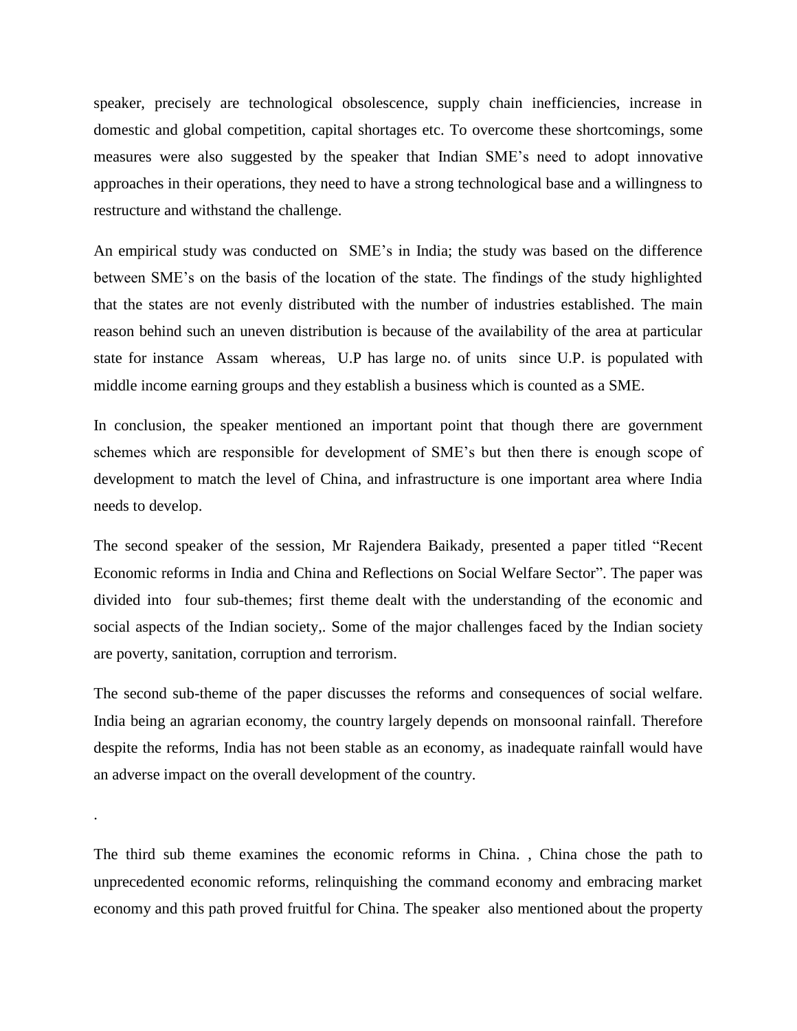speaker, precisely are technological obsolescence, supply chain inefficiencies, increase in domestic and global competition, capital shortages etc. To overcome these shortcomings, some measures were also suggested by the speaker that Indian SME's need to adopt innovative approaches in their operations, they need to have a strong technological base and a willingness to restructure and withstand the challenge.

An empirical study was conducted on SME's in India; the study was based on the difference between SME's on the basis of the location of the state. The findings of the study highlighted that the states are not evenly distributed with the number of industries established. The main reason behind such an uneven distribution is because of the availability of the area at particular state for instance Assam whereas, U.P has large no. of units since U.P. is populated with middle income earning groups and they establish a business which is counted as a SME.

In conclusion, the speaker mentioned an important point that though there are government schemes which are responsible for development of SME's but then there is enough scope of development to match the level of China, and infrastructure is one important area where India needs to develop.

The second speaker of the session, Mr Rajendera Baikady, presented a paper titled "Recent Economic reforms in India and China and Reflections on Social Welfare Sector". The paper was divided into four sub-themes; first theme dealt with the understanding of the economic and social aspects of the Indian society,. Some of the major challenges faced by the Indian society are poverty, sanitation, corruption and terrorism.

The second sub-theme of the paper discusses the reforms and consequences of social welfare. India being an agrarian economy, the country largely depends on monsoonal rainfall. Therefore despite the reforms, India has not been stable as an economy, as inadequate rainfall would have an adverse impact on the overall development of the country.

.

The third sub theme examines the economic reforms in China. , China chose the path to unprecedented economic reforms, relinquishing the command economy and embracing market economy and this path proved fruitful for China. The speaker also mentioned about the property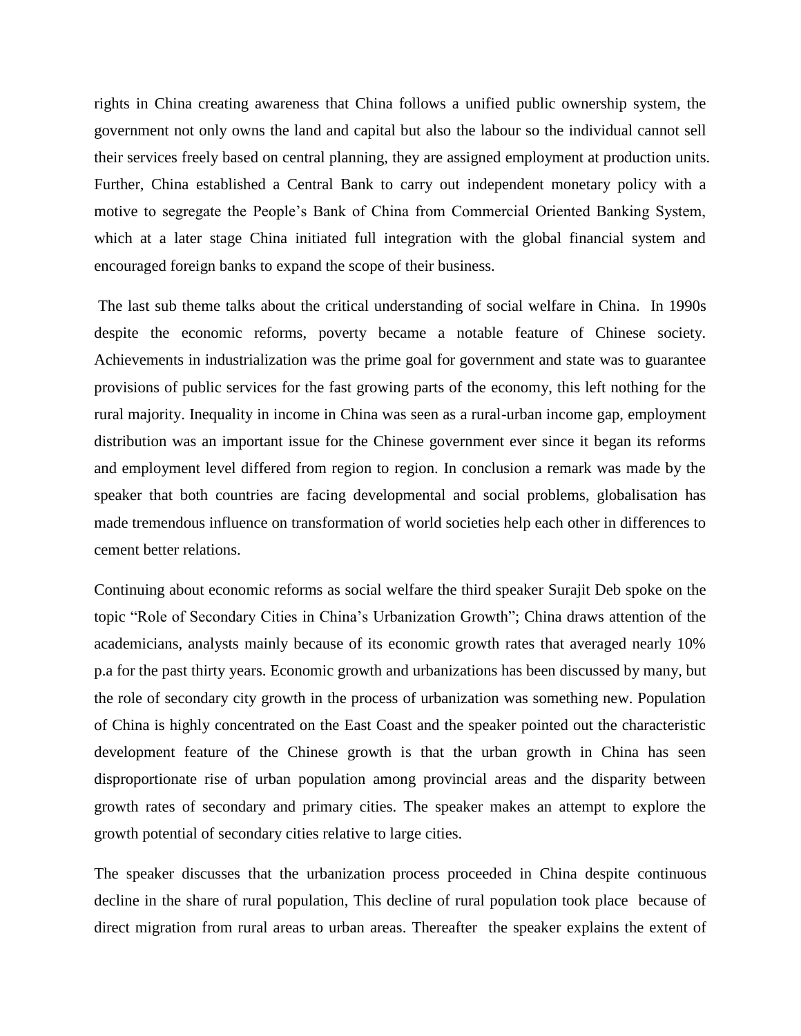rights in China creating awareness that China follows a unified public ownership system, the government not only owns the land and capital but also the labour so the individual cannot sell their services freely based on central planning, they are assigned employment at production units. Further, China established a Central Bank to carry out independent monetary policy with a motive to segregate the People's Bank of China from Commercial Oriented Banking System, which at a later stage China initiated full integration with the global financial system and encouraged foreign banks to expand the scope of their business.

The last sub theme talks about the critical understanding of social welfare in China. In 1990s despite the economic reforms, poverty became a notable feature of Chinese society. Achievements in industrialization was the prime goal for government and state was to guarantee provisions of public services for the fast growing parts of the economy, this left nothing for the rural majority. Inequality in income in China was seen as a rural-urban income gap, employment distribution was an important issue for the Chinese government ever since it began its reforms and employment level differed from region to region. In conclusion a remark was made by the speaker that both countries are facing developmental and social problems, globalisation has made tremendous influence on transformation of world societies help each other in differences to cement better relations.

Continuing about economic reforms as social welfare the third speaker Surajit Deb spoke on the topic "Role of Secondary Cities in China's Urbanization Growth"; China draws attention of the academicians, analysts mainly because of its economic growth rates that averaged nearly 10% p.a for the past thirty years. Economic growth and urbanizations has been discussed by many, but the role of secondary city growth in the process of urbanization was something new. Population of China is highly concentrated on the East Coast and the speaker pointed out the characteristic development feature of the Chinese growth is that the urban growth in China has seen disproportionate rise of urban population among provincial areas and the disparity between growth rates of secondary and primary cities. The speaker makes an attempt to explore the growth potential of secondary cities relative to large cities.

The speaker discusses that the urbanization process proceeded in China despite continuous decline in the share of rural population, This decline of rural population took place because of direct migration from rural areas to urban areas. Thereafter the speaker explains the extent of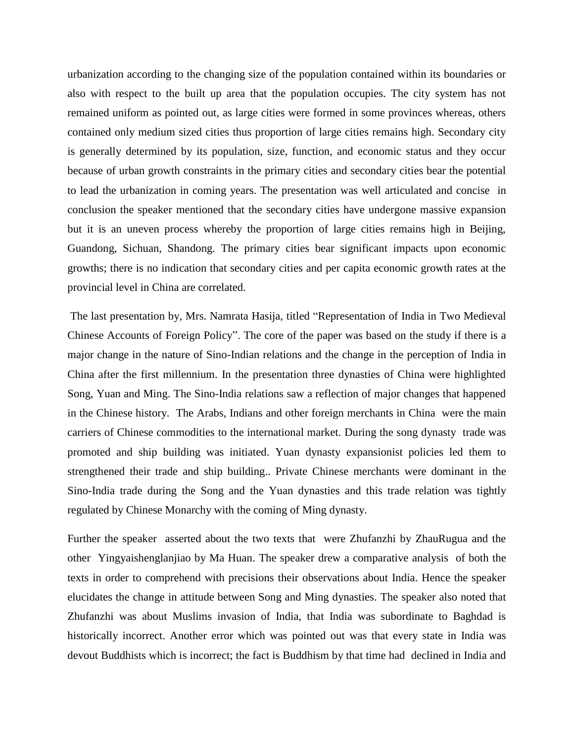urbanization according to the changing size of the population contained within its boundaries or also with respect to the built up area that the population occupies. The city system has not remained uniform as pointed out, as large cities were formed in some provinces whereas, others contained only medium sized cities thus proportion of large cities remains high. Secondary city is generally determined by its population, size, function, and economic status and they occur because of urban growth constraints in the primary cities and secondary cities bear the potential to lead the urbanization in coming years. The presentation was well articulated and concise in conclusion the speaker mentioned that the secondary cities have undergone massive expansion but it is an uneven process whereby the proportion of large cities remains high in Beijing, Guandong, Sichuan, Shandong. The primary cities bear significant impacts upon economic growths; there is no indication that secondary cities and per capita economic growth rates at the provincial level in China are correlated.

The last presentation by, Mrs. Namrata Hasija, titled "Representation of India in Two Medieval Chinese Accounts of Foreign Policy". The core of the paper was based on the study if there is a major change in the nature of Sino-Indian relations and the change in the perception of India in China after the first millennium. In the presentation three dynasties of China were highlighted Song, Yuan and Ming. The Sino-India relations saw a reflection of major changes that happened in the Chinese history. The Arabs, Indians and other foreign merchants in China were the main carriers of Chinese commodities to the international market. During the song dynasty trade was promoted and ship building was initiated. Yuan dynasty expansionist policies led them to strengthened their trade and ship building.. Private Chinese merchants were dominant in the Sino-India trade during the Song and the Yuan dynasties and this trade relation was tightly regulated by Chinese Monarchy with the coming of Ming dynasty.

Further the speaker asserted about the two texts that were Zhufanzhi by ZhauRugua and the other Yingyaishenglanjiao by Ma Huan. The speaker drew a comparative analysis of both the texts in order to comprehend with precisions their observations about India. Hence the speaker elucidates the change in attitude between Song and Ming dynasties. The speaker also noted that Zhufanzhi was about Muslims invasion of India, that India was subordinate to Baghdad is historically incorrect. Another error which was pointed out was that every state in India was devout Buddhists which is incorrect; the fact is Buddhism by that time had declined in India and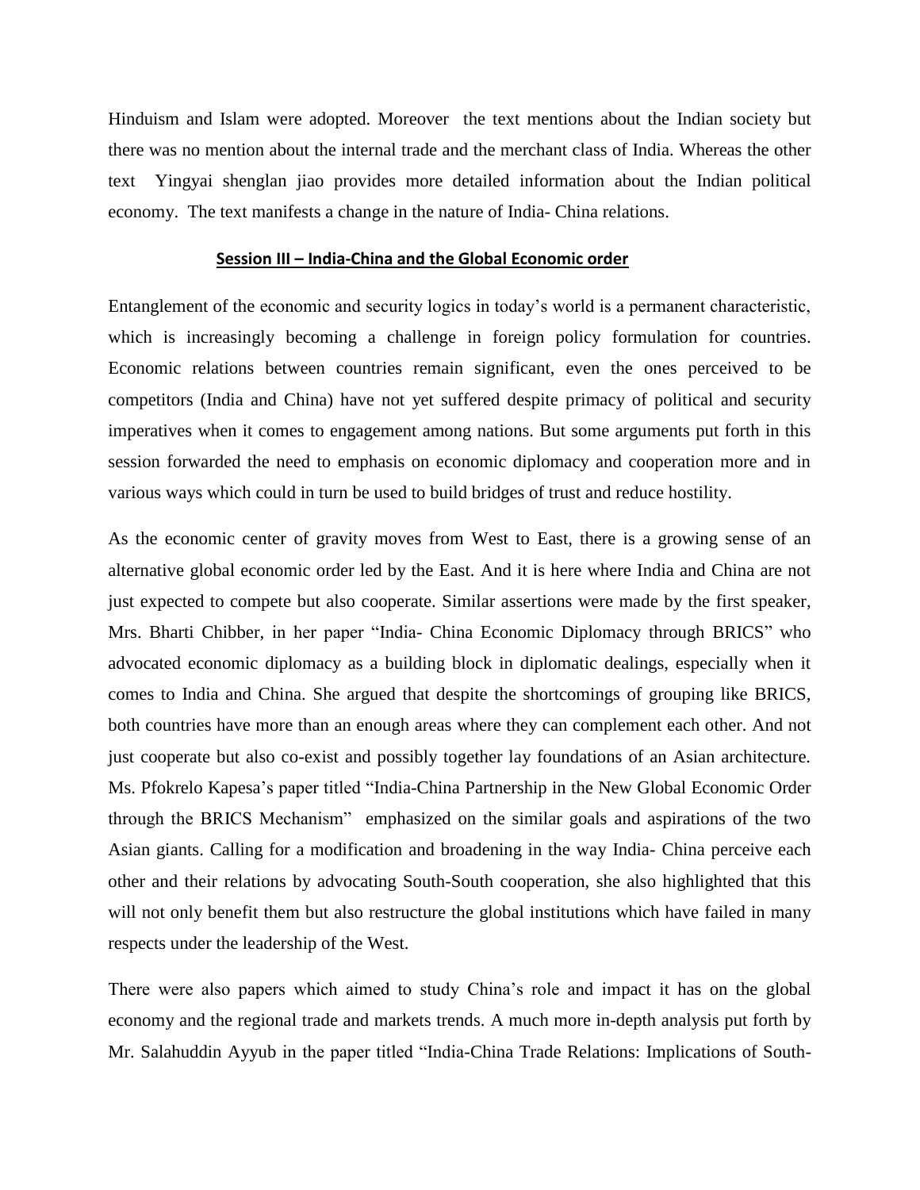Hinduism and Islam were adopted. Moreover the text mentions about the Indian society but there was no mention about the internal trade and the merchant class of India. Whereas the other text Yingyai shenglan jiao provides more detailed information about the Indian political economy. The text manifests a change in the nature of India- China relations.

## Session III – India-China and the Global Economic order

Entanglement of the economic and security logics in today's world is a permanent characteristic, which is increasingly becoming a challenge in foreign policy formulation for countries. Economic relations between countries remain significant, even the ones perceived to be competitors (India and China) have not yet suffered despite primacy of political and security imperatives when it comes to engagement among nations. But some arguments put forth in this session forwarded the need to emphasis on economic diplomacy and cooperation more and in various ways which could in turn be used to build bridges of trust and reduce hostility.

As the economic center of gravity moves from West to East, there is a growing sense of an alternative global economic order led by the East. And it is here where India and China are not just expected to compete but also cooperate. Similar assertions were made by the first speaker, Mrs. Bharti Chibber, in her paper "India- China Economic Diplomacy through BRICS" who advocated economic diplomacy as a building block in diplomatic dealings, especially when it comes to India and China. She argued that despite the shortcomings of grouping like BRICS, both countries have more than an enough areas where they can complement each other. And not just cooperate but also co-exist and possibly together lay foundations of an Asian architecture. Ms. Pfokrelo Kapesa's paper titled "India-China Partnership in the New Global Economic Order through the BRICS Mechanism" emphasized on the similar goals and aspirations of the two Asian giants. Calling for a modification and broadening in the way India- China perceive each other and their relations by advocating South-South cooperation, she also highlighted that this will not only benefit them but also restructure the global institutions which have failed in many respects under the leadership of the West.

There were also papers which aimed to study China's role and impact it has on the global economy and the regional trade and markets trends. A much more in-depth analysis put forth by Mr. Salahuddin Ayyub in the paper titled "India-China Trade Relations: Implications of South-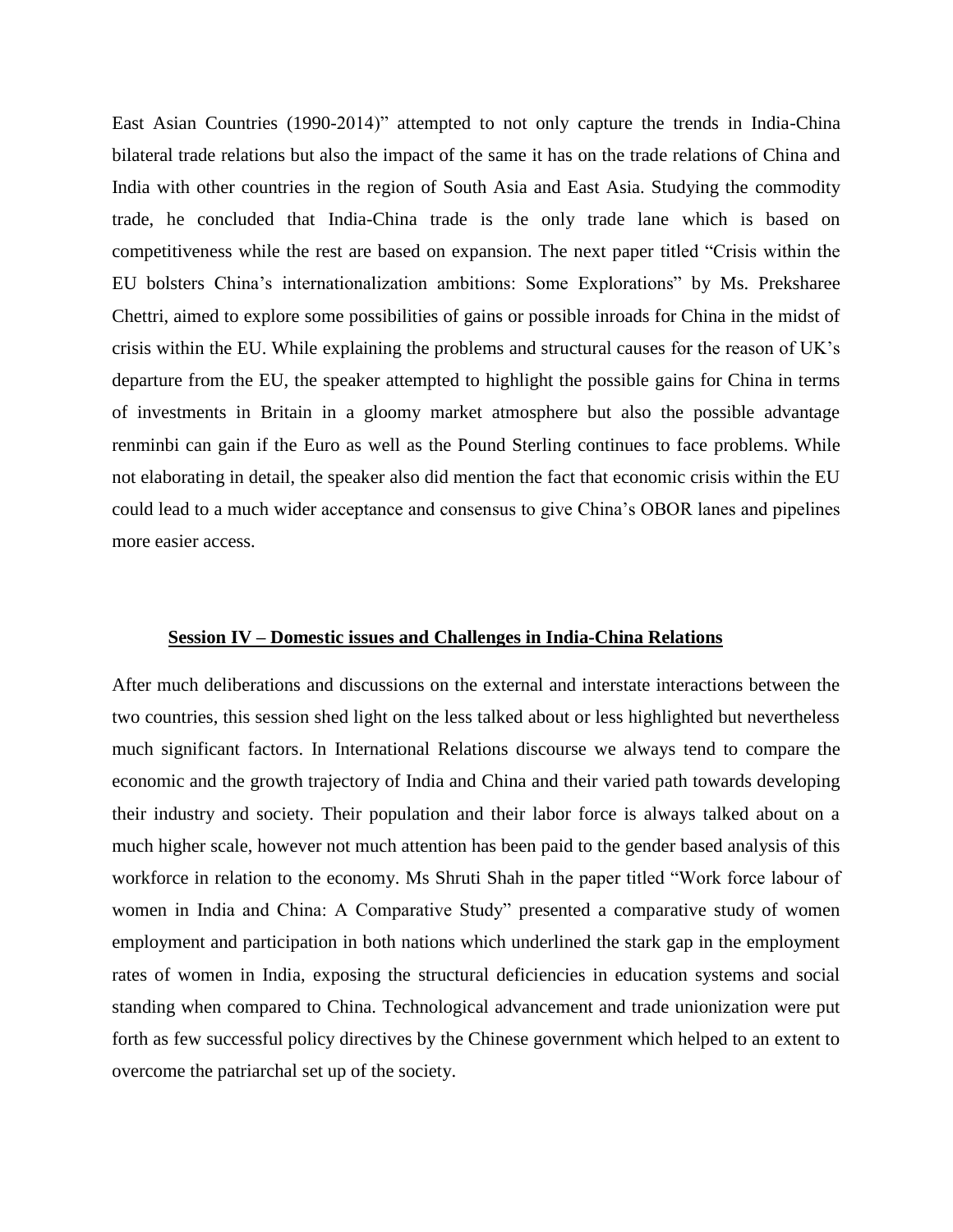East Asian Countries (1990-2014)" attempted to not only capture the trends in India-China bilateral trade relations but also the impact of the same it has on the trade relations of China and India with other countries in the region of South Asia and East Asia. Studying the commodity trade, he concluded that India-China trade is the only trade lane which is based on competitiveness while the rest are based on expansion. The next paper titled "Crisis within the EU bolsters China's internationalization ambitions: Some Explorations" by Ms. Preksharee Chettri, aimed to explore some possibilities of gains or possible inroads for China in the midst of crisis within the EU. While explaining the problems and structural causes for the reason of UK's departure from the EU, the speaker attempted to highlight the possible gains for China in terms of investments in Britain in a gloomy market atmosphere but also the possible advantage renminbi can gain if the Euro as well as the Pound Sterling continues to face problems. While not elaborating in detail, the speaker also did mention the fact that economic crisis within the EU could lead to a much wider acceptance and consensus to give China's OBOR lanes and pipelines more easier access.

## Session IV – Domestic issues and Challenges in India-China Relations

After much deliberations and discussions on the external and interstate interactions between the two countries, this session shed light on the less talked about or less highlighted but nevertheless much significant factors. In International Relations discourse we always tend to compare the economic and the growth trajectory of India and China and their varied path towards developing their industry and society. Their population and their labor force is always talked about on a much higher scale, however not much attention has been paid to the gender based analysis of this workforce in relation to the economy. Ms Shruti Shah in the paper titled "Work force labour of women in India and China: A Comparative Study" presented a comparative study of women employment and participation in both nations which underlined the stark gap in the employment rates of women in India, exposing the structural deficiencies in education systems and social standing when compared to China. Technological advancement and trade unionization were put forth as few successful policy directives by the Chinese government which helped to an extent to overcome the patriarchal set up of the society.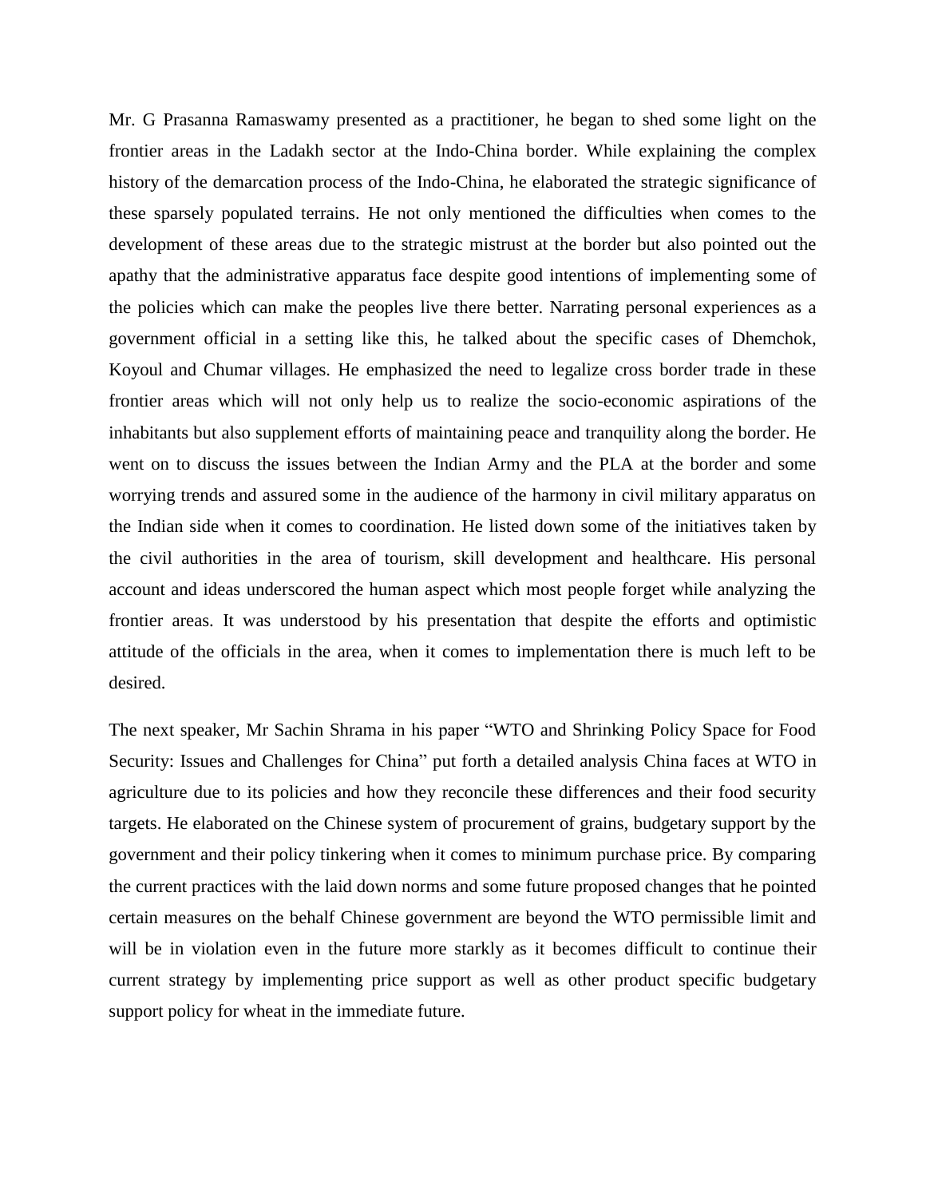Mr. G Prasanna Ramaswamy presented as a practitioner, he began to shed some light on the frontier areas in the Ladakh sector at the Indo-China border. While explaining the complex history of the demarcation process of the Indo-China, he elaborated the strategic significance of these sparsely populated terrains. He not only mentioned the difficulties when comes to the development of these areas due to the strategic mistrust at the border but also pointed out the apathy that the administrative apparatus face despite good intentions of implementing some of the policies which can make the peoples live there better. Narrating personal experiences as a government official in a setting like this, he talked about the specific cases of Dhemchok, Koyoul and Chumar villages. He emphasized the need to legalize cross border trade in these frontier areas which will not only help us to realize the socio-economic aspirations of the inhabitants but also supplement efforts of maintaining peace and tranquility along the border. He went on to discuss the issues between the Indian Army and the PLA at the border and some worrying trends and assured some in the audience of the harmony in civil military apparatus on the Indian side when it comes to coordination. He listed down some of the initiatives taken by the civil authorities in the area of tourism, skill development and healthcare. His personal account and ideas underscored the human aspect which most people forget while analyzing the frontier areas. It was understood by his presentation that despite the efforts and optimistic attitude of the officials in the area, when it comes to implementation there is much left to be desired.

The next speaker, Mr Sachin Shrama in his paper "WTO and Shrinking Policy Space for Food Security: Issues and Challenges for China" put forth a detailed analysis China faces at WTO in agriculture due to its policies and how they reconcile these differences and their food security targets. He elaborated on the Chinese system of procurement of grains, budgetary support by the government and their policy tinkering when it comes to minimum purchase price. By comparing the current practices with the laid down norms and some future proposed changes that he pointed certain measures on the behalf Chinese government are beyond the WTO permissible limit and will be in violation even in the future more starkly as it becomes difficult to continue their current strategy by implementing price support as well as other product specific budgetary support policy for wheat in the immediate future.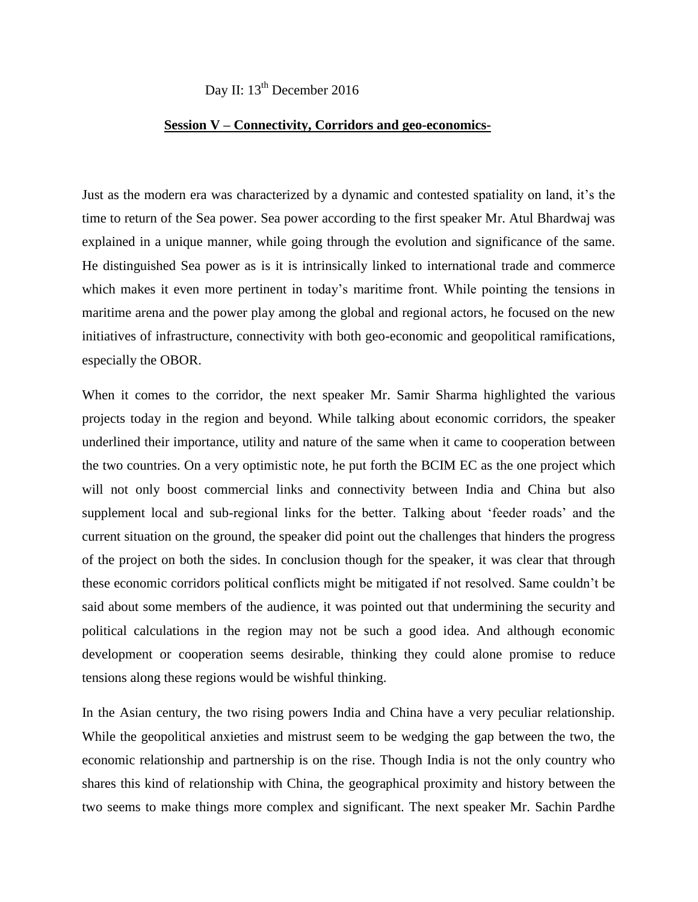Day II: 13th December 2016

**Session V – Connectivity, Corridors and geo-economics-**

Just as the modern era was characterized by a dynamic and contested spatiality on land, it's the time to return of the Sea power. Sea power according to the first speaker Mr. Atul Bhardwaj was explained in a unique manner, while going through the evolution and significance of the same. He distinguished Sea power as is it is intrinsically linked to international trade and commerce which makes it even more pertinent in today's maritime front. While pointing the tensions in maritime arena and the power play among the global and regional actors, he focused on the new initiatives of infrastructure, connectivity with both geo-economic and geopolitical ramifications, especially the OBOR.

When it comes to the corridor, the next speaker Mr. Samir Sharma highlighted the various projects today in the region and beyond. While talking about economic corridors, the speaker underlined their importance, utility and nature of the same when it came to cooperation between the two countries. On a very optimistic note, he put forth the BCIM EC as the one project which will not only boost commercial links and connectivity between India and China but also supplement local and sub-regional links for the better. Talking about 'feeder roads' and the current situation on the ground, the speaker did point out the challenges that hinders the progress of the project on both the sides. In conclusion though for the speaker, it was clear that through these economic corridors political conflicts might be mitigated if not resolved. Same couldn't be said about some members of the audience, it was pointed out that undermining the security and political calculations in the region may not be such a good idea. And although economic development or cooperation seems desirable, thinking they could alone promise to reduce tensions along these regions would be wishful thinking.

In the Asian century, the two rising powers India and China have a very peculiar relationship. While the geopolitical anxieties and mistrust seem to be wedging the gap between the two, the economic relationship and partnership is on the rise. Though India is not the only country who shares this kind of relationship with China, the geographical proximity and history between the two seems to make things more complex and significant. The next speaker Mr. Sachin Pardhe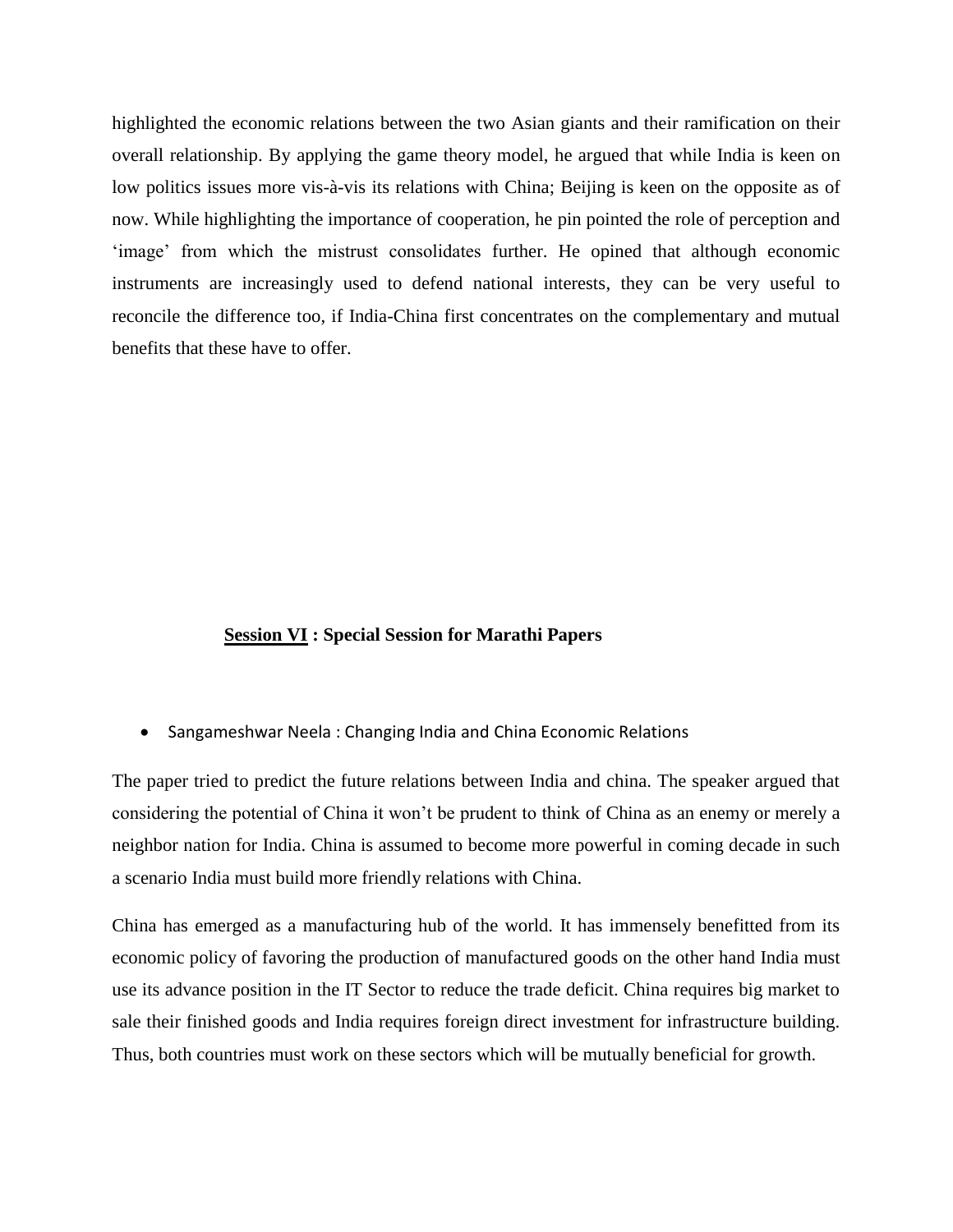highlighted the economic relations between the two Asian giants and their ramification on their overall relationship. By applying the game theory model, he argued that while India is keen on low politics issues more vis-à-vis its relations with China; Beijing is keen on the opposite as of now. While highlighting the importance of cooperation, he pin pointed the role of perception and 'image' from which the mistrust consolidates further. He opined that although economic instruments are increasingly used to defend national interests, they can be very useful to reconcile the difference too, if India-China first concentrates on the complementary and mutual benefits that these have to offer.

## **<u>Session VI</u> : Special Session for Marathi Papers**

- Sangameshwar Neela : Changing India and China Economic Relations

The paper tried to predict the future relations between India and china. The speaker argued that considering the potential of China it won't be prudent to think of China as an enemy or merely a neighbor nation for India. China is assumed to become more powerful in coming decade in such a scenario India must build more friendly relations with China.

China has emerged as a manufacturing hub of the world. It has immensely benefitted from its economic policy of favoring the production of manufactured goods on the other hand India must use its advance position in the IT Sector to reduce the trade deficit. China requires big market to sale their finished goods and India requires foreign direct investment for infrastructure building. Thus, both countries must work on these sectors which will be mutually beneficial for growth.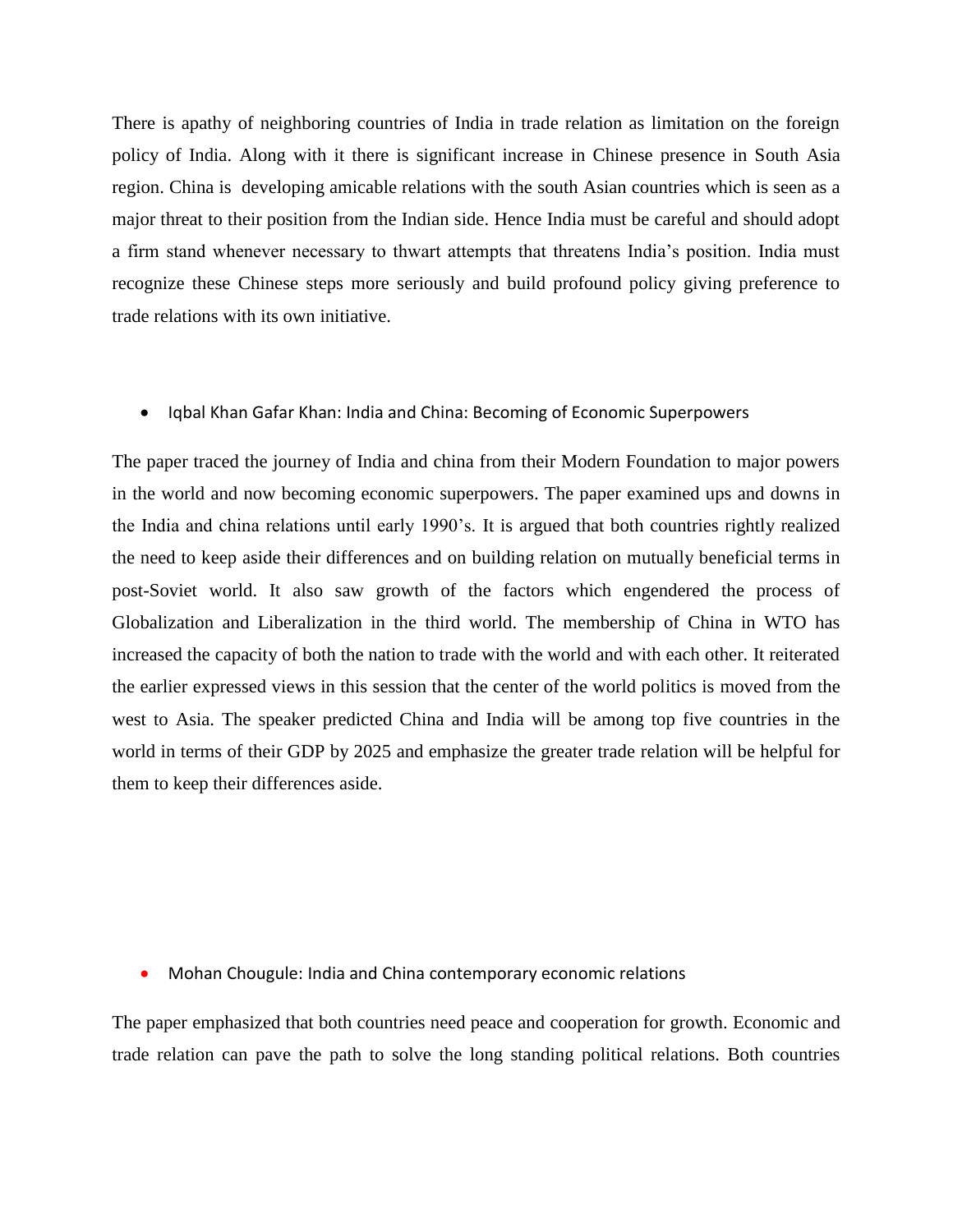There is apathy of neighboring countries of India in trade relation as limitation on the foreign policy of India. Along with it there is significant increase in Chinese presence in South Asia region. China is developing amicable relations with the south Asian countries which is seen as a major threat to their position from the Indian side. Hence India must be careful and should adopt a firm stand whenever necessary to thwart attempts that threatens India's position. India must recognize these Chinese steps more seriously and build profound policy giving preference to trade relations with its own initiative.

- Iqbal Khan Gafar Khan: India and China: Becoming of Economic Superpowers

The paper traced the journey of India and china from their Modern Foundation to major powers in the world and now becoming economic superpowers. The paper examined ups and downs in the India and china relations until early 1990's. It is argued that both countries rightly realized the need to keep aside their differences and on building relation on mutually beneficial terms in post-Soviet world. It also saw growth of the factors which engendered the process of Globalization and Liberalization in the third world. The membership of China in WTO has increased the capacity of both the nation to trade with the world and with each other. It reiterated the earlier expressed views in this session that the center of the world politics is moved from the west to Asia. The speaker predicted China and India will be among top five countries in the world in terms of their GDP by 2025 and emphasize the greater trade relation will be helpful for them to keep their differences aside.

- Mohan Chougule: India and China contemporary economic relations

The paper emphasized that both countries need peace and cooperation for growth. Economic and trade relation can pave the path to solve the long standing political relations. Both countries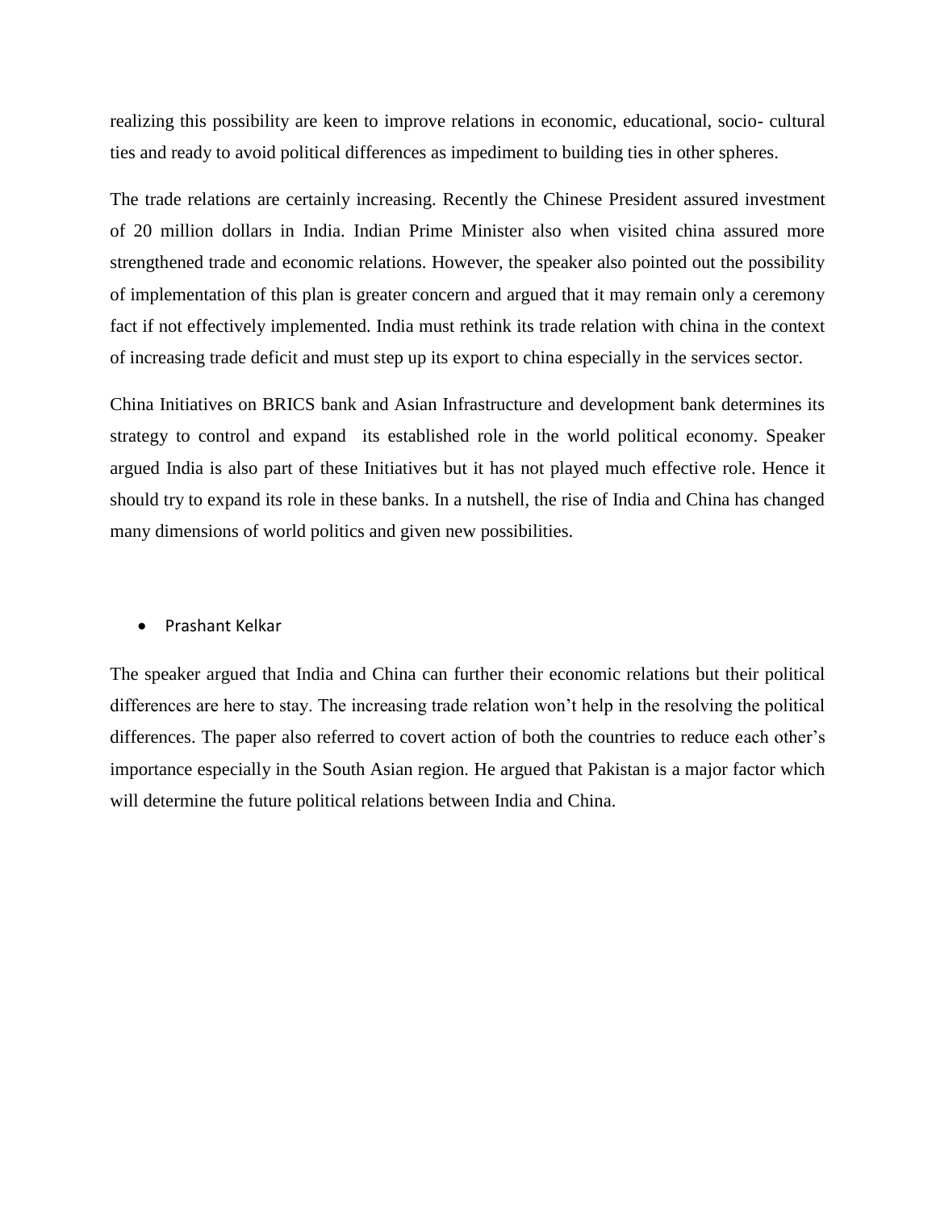realizing this possibility are keen to improve relations in economic, educational, socio- cultural ties and ready to avoid political differences as impediment to building ties in other spheres.

The trade relations are certainly increasing. Recently the Chinese President assured investment of 20 million dollars in India. Indian Prime Minister also when visited china assured more strengthened trade and economic relations. However, the speaker also pointed out the possibility of implementation of this plan is greater concern and argued that it may remain only a ceremony fact if not effectively implemented. India must rethink its trade relation with china in the context of increasing trade deficit and must step up its export to china especially in the services sector.

China Initiatives on BRICS bank and Asian Infrastructure and development bank determines its strategy to control and expand its established role in the world political economy. Speaker argued India is also part of these Initiatives but it has not played much effective role. Hence it should try to expand its role in these banks. In a nutshell, the rise of India and China has changed many dimensions of world politics and given new possibilities.

- Prashant Kelkar

The speaker argued that India and China can further their economic relations but their political differences are here to stay. The increasing trade relation won't help in the resolving the political differences. The paper also referred to covert action of both the countries to reduce each other's importance especially in the South Asian region. He argued that Pakistan is a major factor which will determine the future political relations between India and China.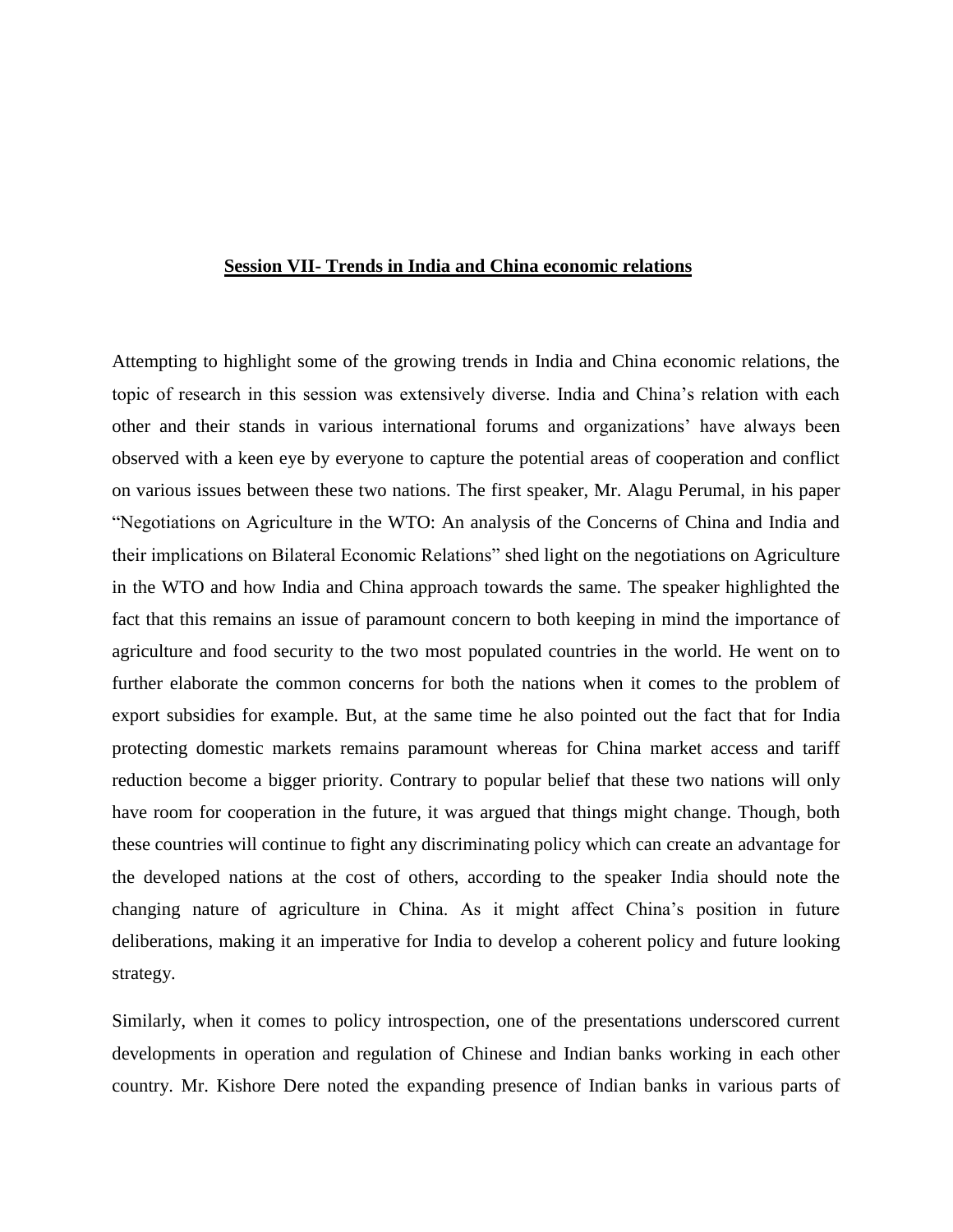## Session VII- Trends in India and China economic relations

Attempting to highlight some of the growing trends in India and China economic relations, the topic of research in this session was extensively diverse. India and China's relation with each other and their stands in various international forums and organizations' have always been observed with a keen eye by everyone to capture the potential areas of cooperation and conflict on various issues between these two nations. The first speaker, Mr. Alagu Perumal, in his paper "Negotiations on Agriculture in the WTO: An analysis of the Concerns of China and India and their implications on Bilateral Economic Relations" shed light on the negotiations on Agriculture in the WTO and how India and China approach towards the same. The speaker highlighted the fact that this remains an issue of paramount concern to both keeping in mind the importance of agriculture and food security to the two most populated countries in the world. He went on to further elaborate the common concerns for both the nations when it comes to the problem of export subsidies for example. But, at the same time he also pointed out the fact that for India protecting domestic markets remains paramount whereas for China market access and tariff reduction become a bigger priority. Contrary to popular belief that these two nations will only have room for cooperation in the future, it was argued that things might change. Though, both these countries will continue to fight any discriminating policy which can create an advantage for the developed nations at the cost of others, according to the speaker India should note the changing nature of agriculture in China. As it might affect China's position in future deliberations, making it an imperative for India to develop a coherent policy and future looking strategy.

Similarly, when it comes to policy introspection, one of the presentations underscored current developments in operation and regulation of Chinese and Indian banks working in each other country. Mr. Kishore Dere noted the expanding presence of Indian banks in various parts of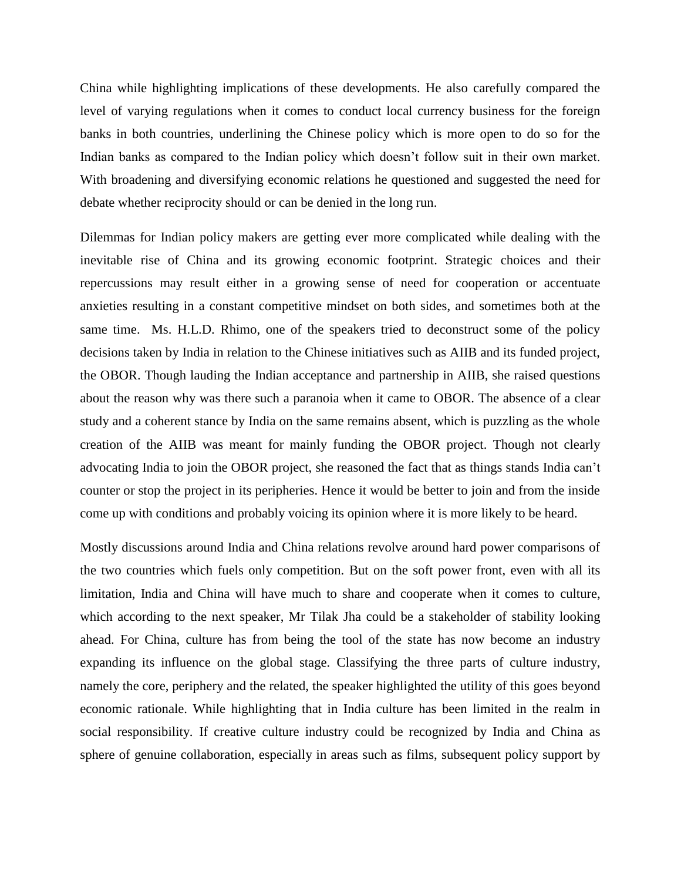China while highlighting implications of these developments. He also carefully compared the level of varying regulations when it comes to conduct local currency business for the foreign banks in both countries, underlining the Chinese policy which is more open to do so for the Indian banks as compared to the Indian policy which doesn't follow suit in their own market. With broadening and diversifying economic relations he questioned and suggested the need for debate whether reciprocity should or can be denied in the long run.

Dilemmas for Indian policy makers are getting ever more complicated while dealing with the inevitable rise of China and its growing economic footprint. Strategic choices and their repercussions may result either in a growing sense of need for cooperation or accentuate anxieties resulting in a constant competitive mindset on both sides, and sometimes both at the same time. Ms. H.L.D. Rhimo, one of the speakers tried to deconstruct some of the policy decisions taken by India in relation to the Chinese initiatives such as AIIB and its funded project, the OBOR. Though lauding the Indian acceptance and partnership in AIIB, she raised questions about the reason why was there such a paranoia when it came to OBOR. The absence of a clear study and a coherent stance by India on the same remains absent, which is puzzling as the whole creation of the AIIB was meant for mainly funding the OBOR project. Though not clearly advocating India to join the OBOR project, she reasoned the fact that as things stands India can't counter or stop the project in its peripheries. Hence it would be better to join and from the inside come up with conditions and probably voicing its opinion where it is more likely to be heard.

Mostly discussions around India and China relations revolve around hard power comparisons of the two countries which fuels only competition. But on the soft power front, even with all its limitation, India and China will have much to share and cooperate when it comes to culture, which according to the next speaker, Mr Tilak Jha could be a stakeholder of stability looking ahead. For China, culture has from being the tool of the state has now become an industry expanding its influence on the global stage. Classifying the three parts of culture industry, namely the core, periphery and the related, the speaker highlighted the utility of this goes beyond economic rationale. While highlighting that in India culture has been limited in the realm in social responsibility. If creative culture industry could be recognized by India and China as sphere of genuine collaboration, especially in areas such as films, subsequent policy support by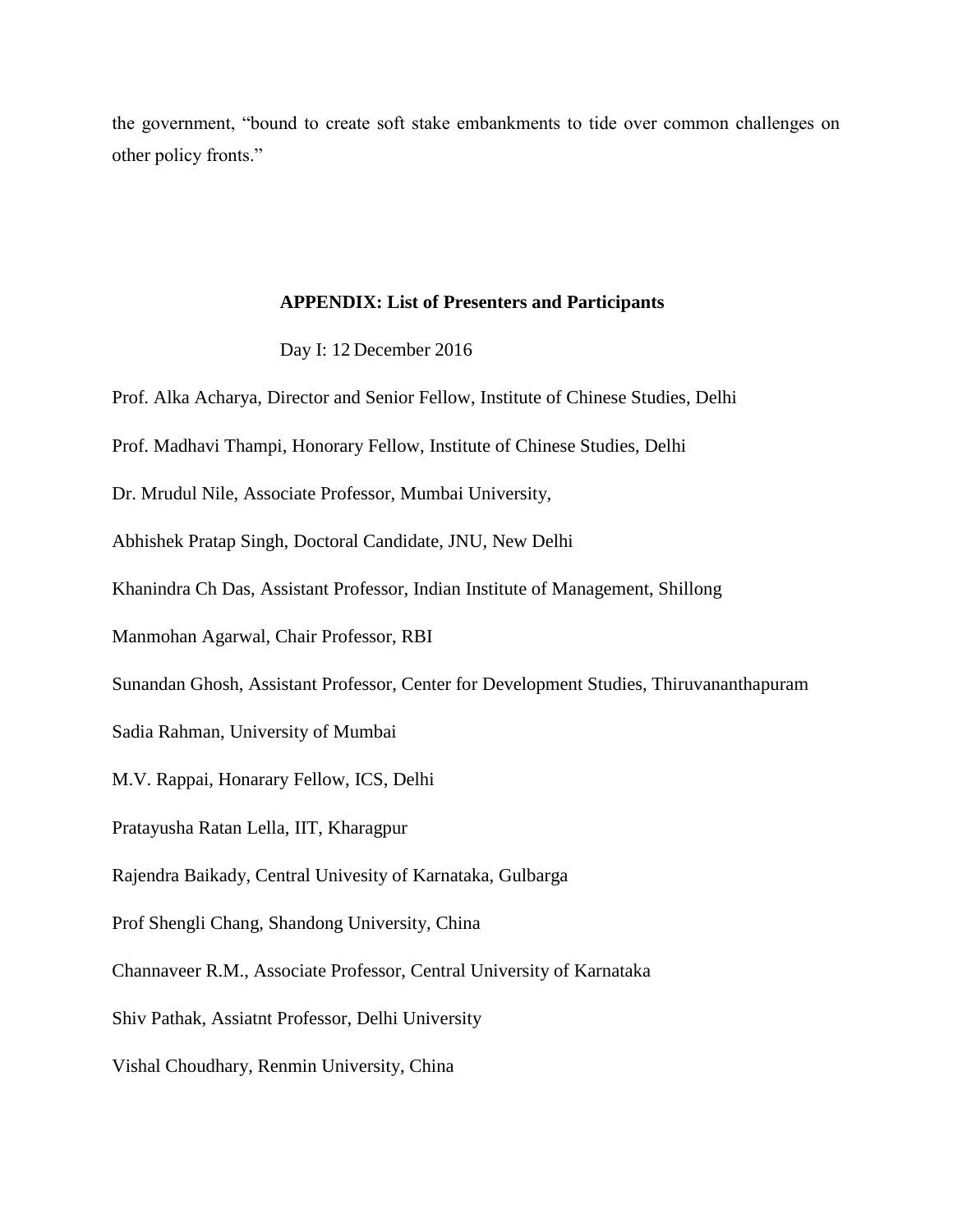the government, "bound to create soft stake embankments to tide over common challenges on other policy fronts."

## APPENDIX: List of Presenters and Participants

Day I: 12 December 2016

Prof. Alka Acharya, Director and Senior Fellow, Institute of Chinese Studies, Delhi

Prof. Madhavi Thampi, Honorary Fellow, Institute of Chinese Studies, Delhi

Dr. Mrudul Nile, Associate Professor, Mumbai University,

Abhishek Pratap Singh, Doctoral Candidate, JNU, New Delhi

Khanindra Ch Das, Assistant Professor, Indian Institute of Management, Shillong

Manmohan Agarwal, Chair Professor, RBI

Sunandan Ghosh, Assistant Professor, Center for Development Studies, Thiruvananthapuram

Sadia Rahman, University of Mumbai

M.V. Rappai, Honarary Fellow, ICS, Delhi

Pratayusha Ratan Lella, IIT, Kharagpur

Rajendra Baikady, Central Univesity of Karnataka, Gulbarga

Prof Shengli Chang, Shandong University, China

Channaveer R.M., Associate Professor, Central University of Karnataka

Shiv Pathak, Assiatnt Professor, Delhi University

Vishal Choudhary, Renmin University, China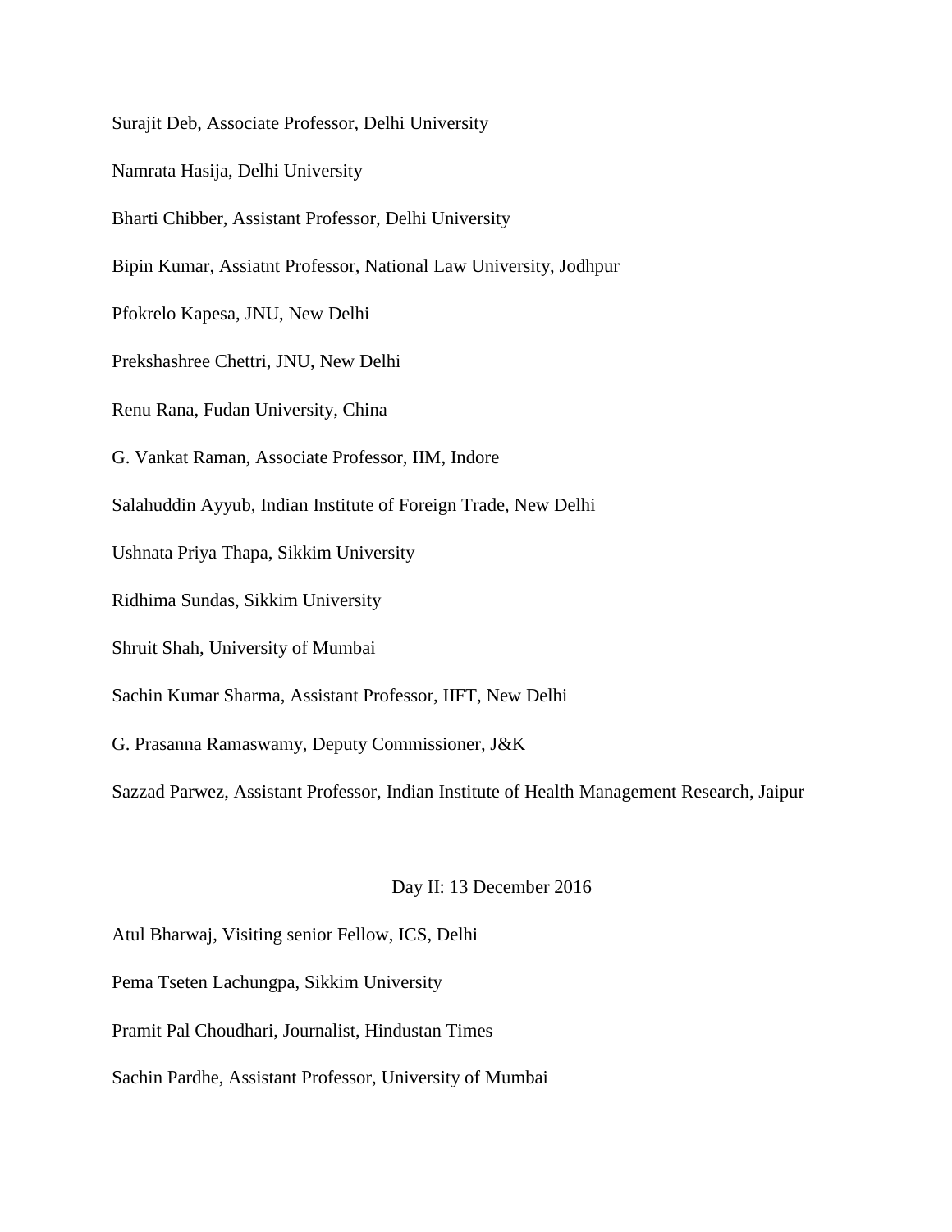Surajit Deb, Associate Professor, Delhi University

Namrata Hasija, Delhi University

Bharti Chibber, Assistant Professor, Delhi University

Bipin Kumar, Assiatnt Professor, National Law University, Jodhpur

Pfokrelo Kapesa, JNU, New Delhi

Prekshashree Chettri, JNU, New Delhi

Renu Rana, Fudan University, China

G. Vankat Raman, Associate Professor, IIM, Indore

Salahuddin Ayyub, Indian Institute of Foreign Trade, New Delhi

Ushnata Priya Thapa, Sikkim University

Ridhima Sundas, Sikkim University

Shruit Shah, University of Mumbai

Sachin Kumar Sharma, Assistant Professor, IIFT, New Delhi

G. Prasanna Ramaswamy, Deputy Commissioner, J&K

Sazzad Parwez, Assistant Professor, Indian Institute of Health Management Research, Jaipur

Day II: 13 December 2016

Atul Bharwaj, Visiting senior Fellow, ICS, Delhi

Pema Tseten Lachungpa, Sikkim University

Pramit Pal Choudhari, Journalist, Hindustan Times

Sachin Pardhe, Assistant Professor, University of Mumbai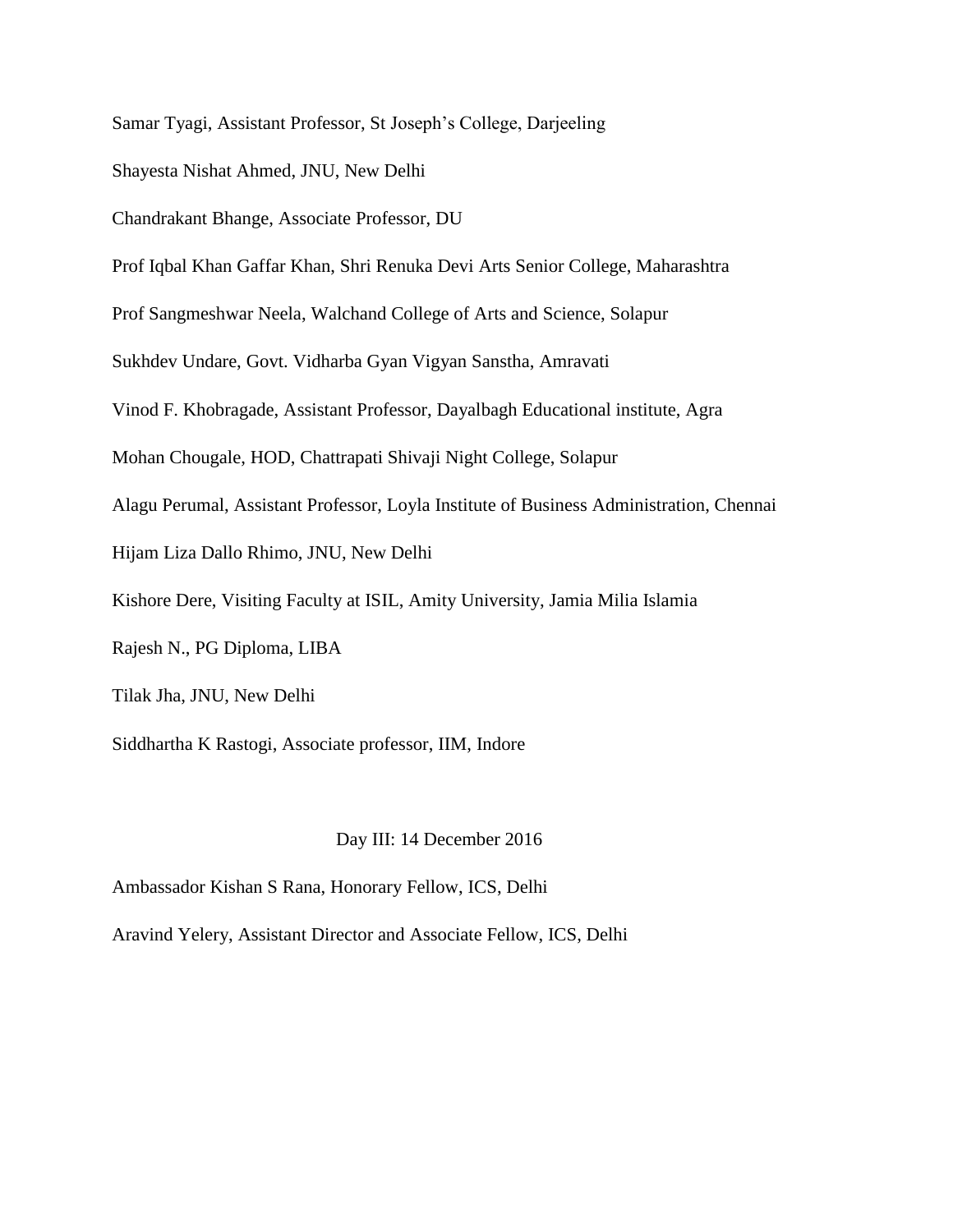Samar Tyagi, Assistant Professor, St Joseph's College, Darjeeling

Shayesta Nishat Ahmed, JNU, New Delhi

Chandrakant Bhange, Associate Professor, DU

Prof Iqbal Khan Gaffar Khan, Shri Renuka Devi Arts Senior College, Maharashtra

Prof Sangmeshwar Neela, Walchand College of Arts and Science, Solapur

Sukhdev Undare, Govt. Vidharba Gyan Vigyan Sanstha, Amravati

Vinod F. Khobragade, Assistant Professor, Dayalbagh Educational institute, Agra

Mohan Chougale, HOD, Chattrapati Shivaji Night College, Solapur

Alagu Perumal, Assistant Professor, Loyla Institute of Business Administration, Chennai

Hijam Liza Dallo Rhimo, JNU, New Delhi

Kishore Dere, Visiting Faculty at ISIL, Amity University, Jamia Milia Islamia

Rajesh N., PG Diploma, LIBA

Tilak Jha, JNU, New Delhi

Siddhartha K Rastogi, Associate professor, IIM, Indore

Day III: 14 December 2016

Ambassador Kishan S Rana, Honorary Fellow, ICS, Delhi

Aravind Yelery, Assistant Director and Associate Fellow, ICS, Delhi